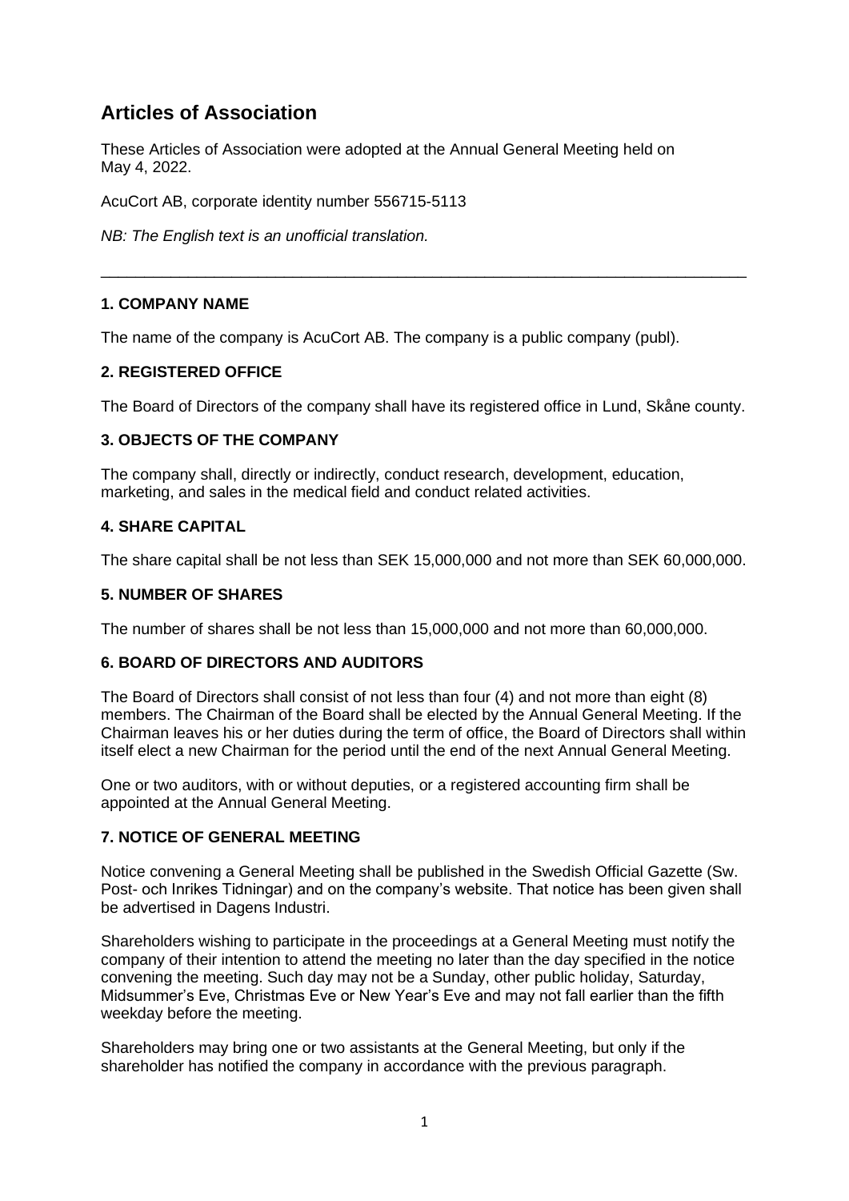# Articles of Association

These Articles of Association were adopted at the Annual General Meeting held on May 4, 2022.

AcuCort AB, corporate identity number 556715-5113

*NB: The English text is an unofficial translation.*

---

### 1. COMPANY NAME

The name of the company is AcuCort AB. The company is a public company (publ).

### 2. REGISTERED OFFICE

The Board of Directors of the company shall have its registered office in Lund, Skåne county.

### 3. OBJECTS OF THE COMPANY

The company shall, directly or indirectly, conduct research, development, education, marketing, and sales in the medical field and conduct related activities.

### 4. SHARE CAPITAL

The share capital shall be not less than SEK 15,000,000 and not more than SEK 60,000,000.

### 5. NUMBER OF SHARES

The number of shares shall be not less than 15,000,000 and not more than 60,000,000.

### 6. BOARD OF DIRECTORS AND AUDITORS

The Board of Directors shall consist of not less than four (4) and not more than eight (8) members. The Chairman of the Board shall be elected by the Annual General Meeting. If the Chairman leaves his or her duties during the term of office, the Board of Directors shall within itself elect a new Chairman for the period until the end of the next Annual General Meeting.

One or two auditors, with or without deputies, or a registered accounting firm shall be appointed at the Annual General Meeting.

### 7. NOTICE OF GENERAL MEETING

Notice convening a General Meeting shall be published in the Swedish Official Gazette (Sw. Post- och Inrikes Tidningar) and on the company's website. That notice has been given shall be advertised in Dagens Industri.

Shareholders wishing to participate in the proceedings at a General Meeting must notify the company of their intention to attend the meeting no later than the day specified in the notice convening the meeting. Such day may not be a Sunday, other public holiday, Saturday, Midsummer's Eve, Christmas Eve or New Year's Eve and may not fall earlier than the fifth weekday before the meeting.

Shareholders may bring one or two assistants at the General Meeting, but only if the shareholder has notified the company in accordance with the previous paragraph.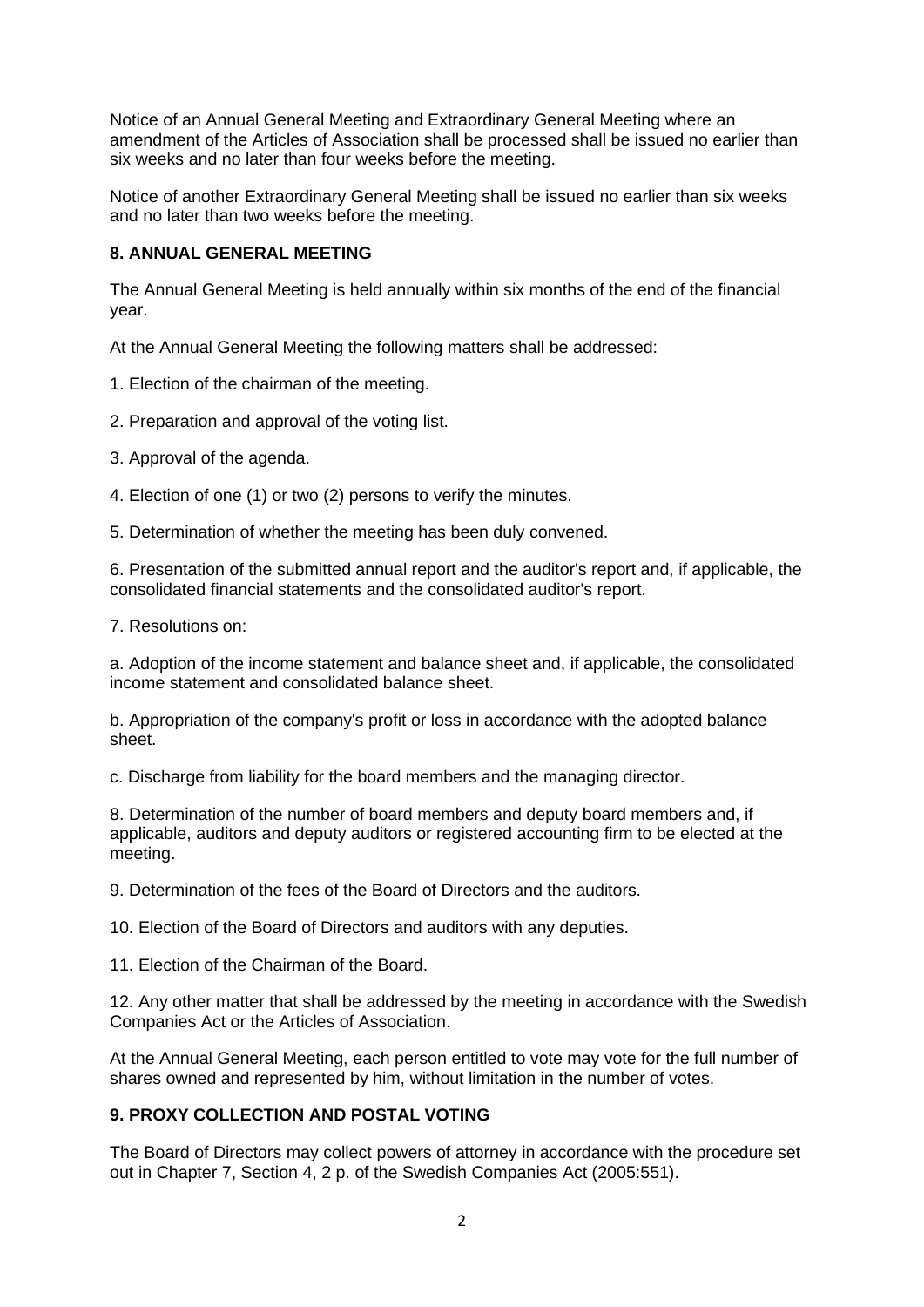Notice of an Annual General Meeting and Extraordinary General Meeting where an amendment of the Articles of Association shall be processed shall be issued no earlier than six weeks and no later than four weeks before the meeting.

Notice of another Extraordinary General Meeting shall be issued no earlier than six weeks and no later than two weeks before the meeting.

### 8. ANNUAL GENERAL MEETING

The Annual General Meeting is held annually within six months of the end of the financial year.

At the Annual General Meeting the following matters shall be addressed:

1. Election of the chairman of the meeting.

2. Preparation and approval of the voting list.

3. Approval of the agenda.

4. Election of one (1) or two (2) persons to verify the minutes.

5. Determination of whether the meeting has been duly convened.

6. Presentation of the submitted annual report and the auditor's report and, if applicable, the consolidated financial statements and the consolidated auditor's report.

7. Resolutions on:

a. Adoption of the income statement and balance sheet and, if applicable, the consolidated income statement and consolidated balance sheet.

b. Appropriation of the company's profit or loss in accordance with the adopted balance sheet.

c. Discharge from liability for the board members and the managing director.

8. Determination of the number of board members and deputy board members and, if applicable, auditors and deputy auditors or registered accounting firm to be elected at the meeting.

9. Determination of the fees of the Board of Directors and the auditors.

10. Election of the Board of Directors and auditors with any deputies.

11. Election of the Chairman of the Board.

12. Any other matter that shall be addressed by the meeting in accordance with the Swedish Companies Act or the Articles of Association.

At the Annual General Meeting, each person entitled to vote may vote for the full number of shares owned and represented by him, without limitation in the number of votes.

### 9. PROXY COLLECTION AND POSTAL VOTING

The Board of Directors may collect powers of attorney in accordance with the procedure set out in Chapter 7, Section 4, 2 p. of the Swedish Companies Act (2005:551).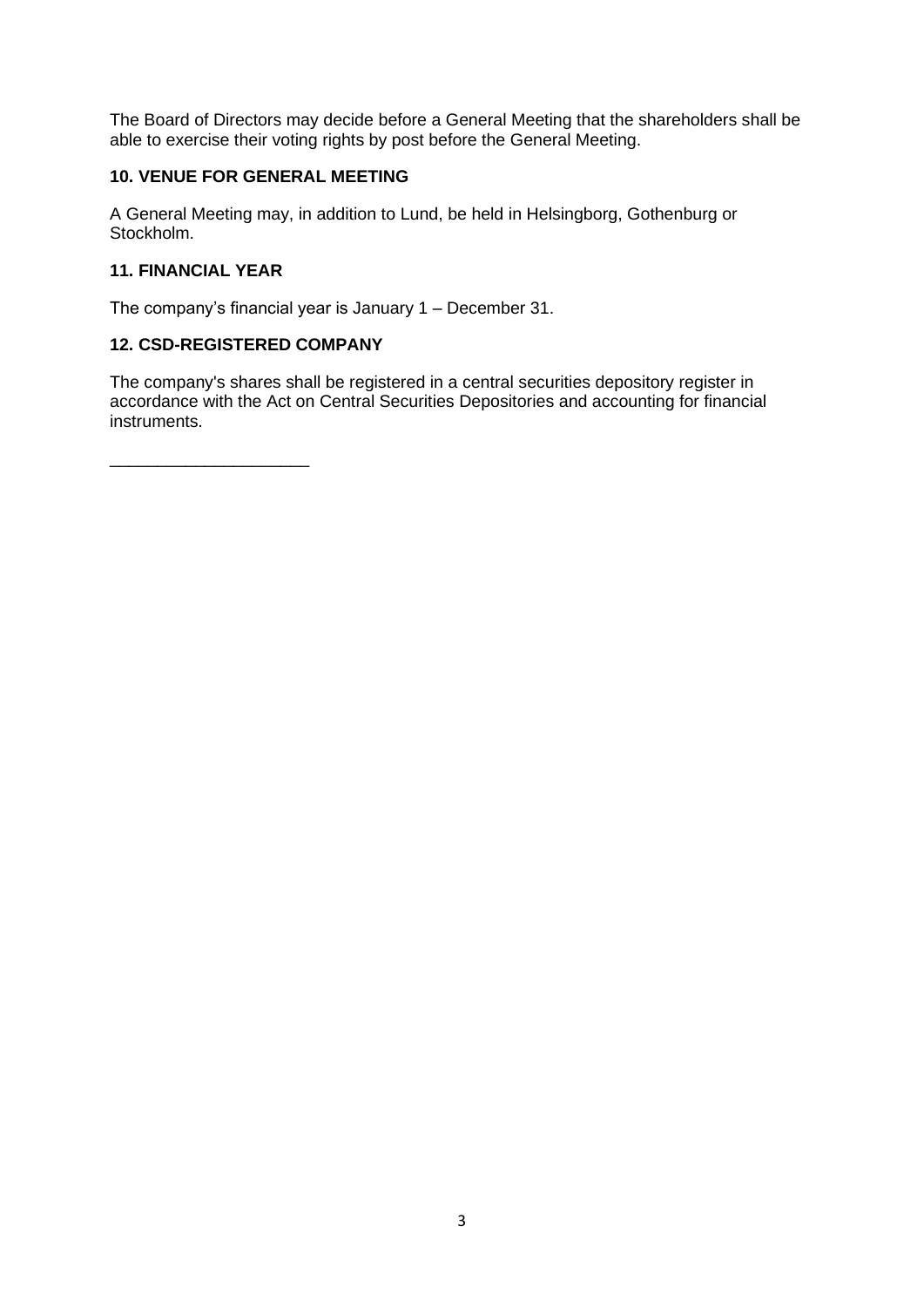The Board of Directors may decide before a General Meeting that the shareholders shall be able to exercise their voting rights by post before the General Meeting.

## 10. VENUE FOR GENERAL MEETING

A General Meeting may, in addition to Lund, be held in Helsingborg, Gothenburg or Stockholm.

## 11. FINANCIAL YEAR

The company's financial year is January 1 – December 31.

## 12. CSD-REGISTERED COMPANY

The company's shares shall be registered in a central securities depository register in accordance with the Act on Central Securities Depositories and accounting for financial instruments.

_____________________